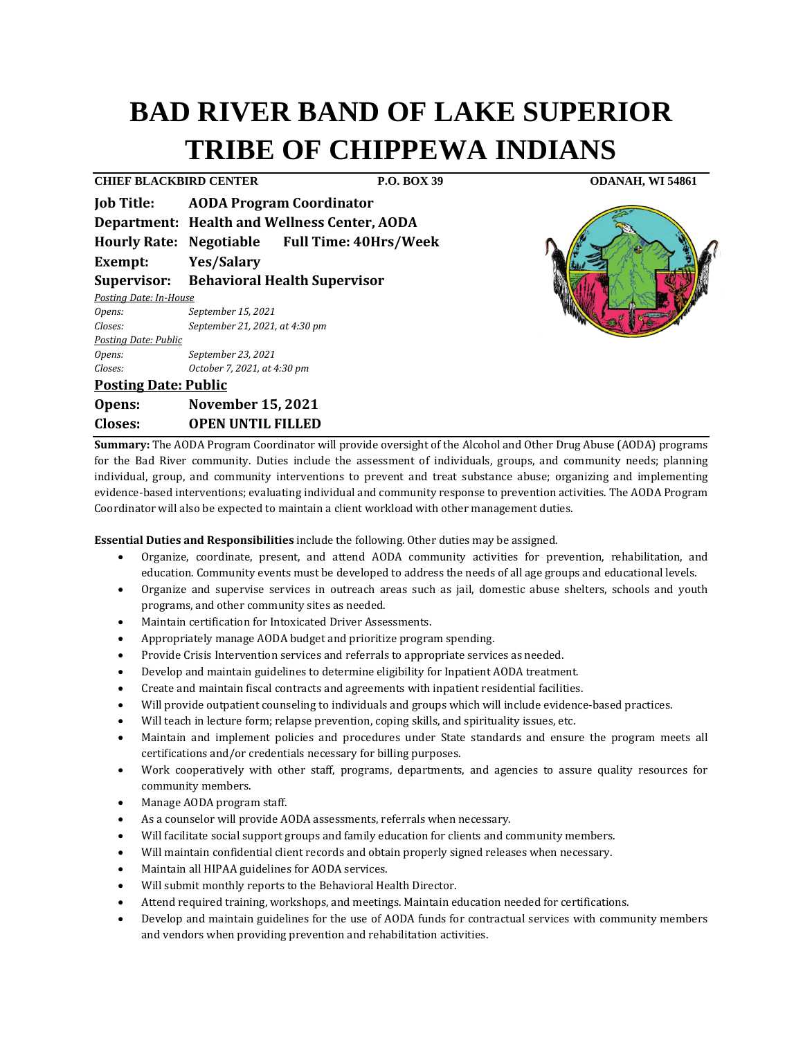# BAD RIVER BAND OF LAKE SUPERIOR TRIBE OF CHIPPEWA INDIANS

**CHIEF BLACKBIRD CENTER** **P.O. BOX 39** **ODANAH, WI 54861**

**Job Title:** **AODA Program Coordinator**
**Department:** **Health and Wellness Center, AODA**
**Hourly Rate:** **Negotiable** **Full Time: 40Hrs/Week**
**Exempt:** **Yes/Salary**
**Supervisor:** **Behavioral Health Supervisor**

*Posting Date: In-House*
*Opens:* *September 15, 2021*
*Closes:* *September 21, 2021, at 4:30 pm*

*Posting Date: Public*
*Opens:* *September 23, 2021*
*Closes:* *October 7, 2021, at 4:30 pm*

**Posting Date: Public**
**Opens:** **November 15, 2021**
**Closes:** **OPEN UNTIL FILLED**

**Summary:** The AODA Program Coordinator will provide oversight of the Alcohol and Other Drug Abuse (AODA) programs for the Bad River community. Duties include the assessment of individuals, groups, and community needs; planning individual, group, and community interventions to prevent and treat substance abuse; organizing and implementing evidence-based interventions; evaluating individual and community response to prevention activities. The AODA Program Coordinator will also be expected to maintain a client workload with other management duties.

**Essential Duties and Responsibilities** include the following. Other duties may be assigned.

- Organize, coordinate, present, and attend AODA community activities for prevention, rehabilitation, and education. Community events must be developed to address the needs of all age groups and educational levels.
- Organize and supervise services in outreach areas such as jail, domestic abuse shelters, schools and youth programs, and other community sites as needed.
- Maintain certification for Intoxicated Driver Assessments.
- Appropriately manage AODA budget and prioritize program spending.
- Provide Crisis Intervention services and referrals to appropriate services as needed.
- Develop and maintain guidelines to determine eligibility for Inpatient AODA treatment.
- Create and maintain fiscal contracts and agreements with inpatient residential facilities.
- Will provide outpatient counseling to individuals and groups which will include evidence-based practices.
- Will teach in lecture form; relapse prevention, coping skills, and spirituality issues, etc.
- Maintain and implement policies and procedures under State standards and ensure the program meets all certifications and/or credentials necessary for billing purposes.
- Work cooperatively with other staff, programs, departments, and agencies to assure quality resources for community members.
- Manage AODA program staff.
- As a counselor will provide AODA assessments, referrals when necessary.
- Will facilitate social support groups and family education for clients and community members.
- Will maintain confidential client records and obtain properly signed releases when necessary.
- Maintain all HIPAA guidelines for AODA services.
- Will submit monthly reports to the Behavioral Health Director.
- Attend required training, workshops, and meetings. Maintain education needed for certifications.
- Develop and maintain guidelines for the use of AODA funds for contractual services with community members and vendors when providing prevention and rehabilitation activities.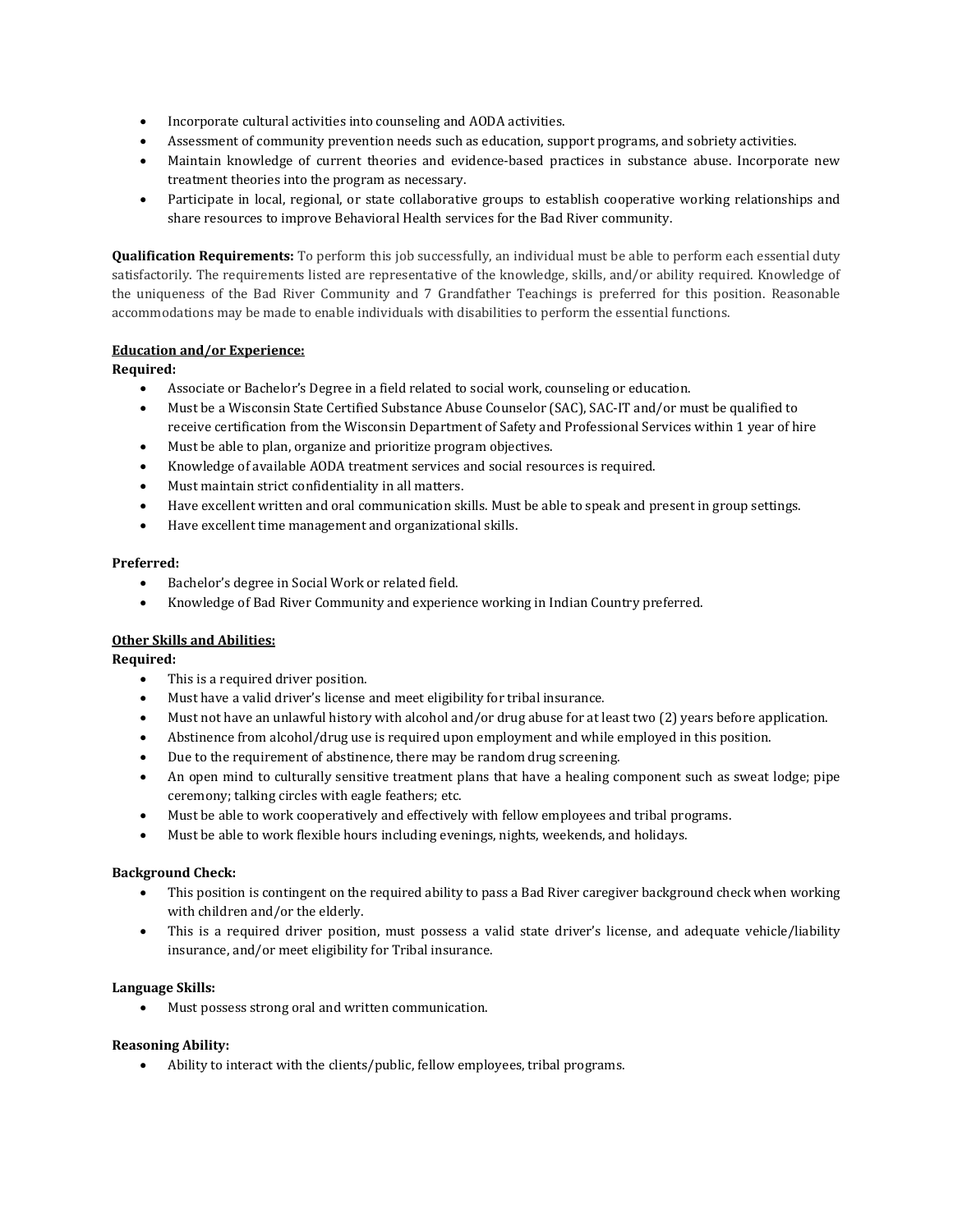- Incorporate cultural activities into counseling and AODA activities.
- Assessment of community prevention needs such as education, support programs, and sobriety activities.
- Maintain knowledge of current theories and evidence-based practices in substance abuse. Incorporate new treatment theories into the program as necessary.
- Participate in local, regional, or state collaborative groups to establish cooperative working relationships and share resources to improve Behavioral Health services for the Bad River community.

**Qualification Requirements:** To perform this job successfully, an individual must be able to perform each essential duty satisfactorily. The requirements listed are representative of the knowledge, skills, and/or ability required. Knowledge of the uniqueness of the Bad River Community and 7 Grandfather Teachings is preferred for this position. Reasonable accommodations may be made to enable individuals with disabilities to perform the essential functions.

**Education and/or Experience:**

**Required:**

- Associate or Bachelor's Degree in a field related to social work, counseling or education.
- Must be a Wisconsin State Certified Substance Abuse Counselor (SAC), SAC-IT and/or must be qualified to receive certification from the Wisconsin Department of Safety and Professional Services within 1 year of hire
- Must be able to plan, organize and prioritize program objectives.
- Knowledge of available AODA treatment services and social resources is required.
- Must maintain strict confidentiality in all matters.
- Have excellent written and oral communication skills. Must be able to speak and present in group settings.
- Have excellent time management and organizational skills.

**Preferred:**

- Bachelor's degree in Social Work or related field.
- Knowledge of Bad River Community and experience working in Indian Country preferred.

**Other Skills and Abilities:**

**Required:**

- This is a required driver position.
- Must have a valid driver's license and meet eligibility for tribal insurance.
- Must not have an unlawful history with alcohol and/or drug abuse for at least two (2) years before application.
- Abstinence from alcohol/drug use is required upon employment and while employed in this position.
- Due to the requirement of abstinence, there may be random drug screening.
- An open mind to culturally sensitive treatment plans that have a healing component such as sweat lodge; pipe ceremony; talking circles with eagle feathers; etc.
- Must be able to work cooperatively and effectively with fellow employees and tribal programs.
- Must be able to work flexible hours including evenings, nights, weekends, and holidays.

**Background Check:**

- This position is contingent on the required ability to pass a Bad River caregiver background check when working with children and/or the elderly.
- This is a required driver position, must possess a valid state driver's license, and adequate vehicle/liability insurance, and/or meet eligibility for Tribal insurance.

**Language Skills:**

- Must possess strong oral and written communication.

**Reasoning Ability:**

- Ability to interact with the clients/public, fellow employees, tribal programs.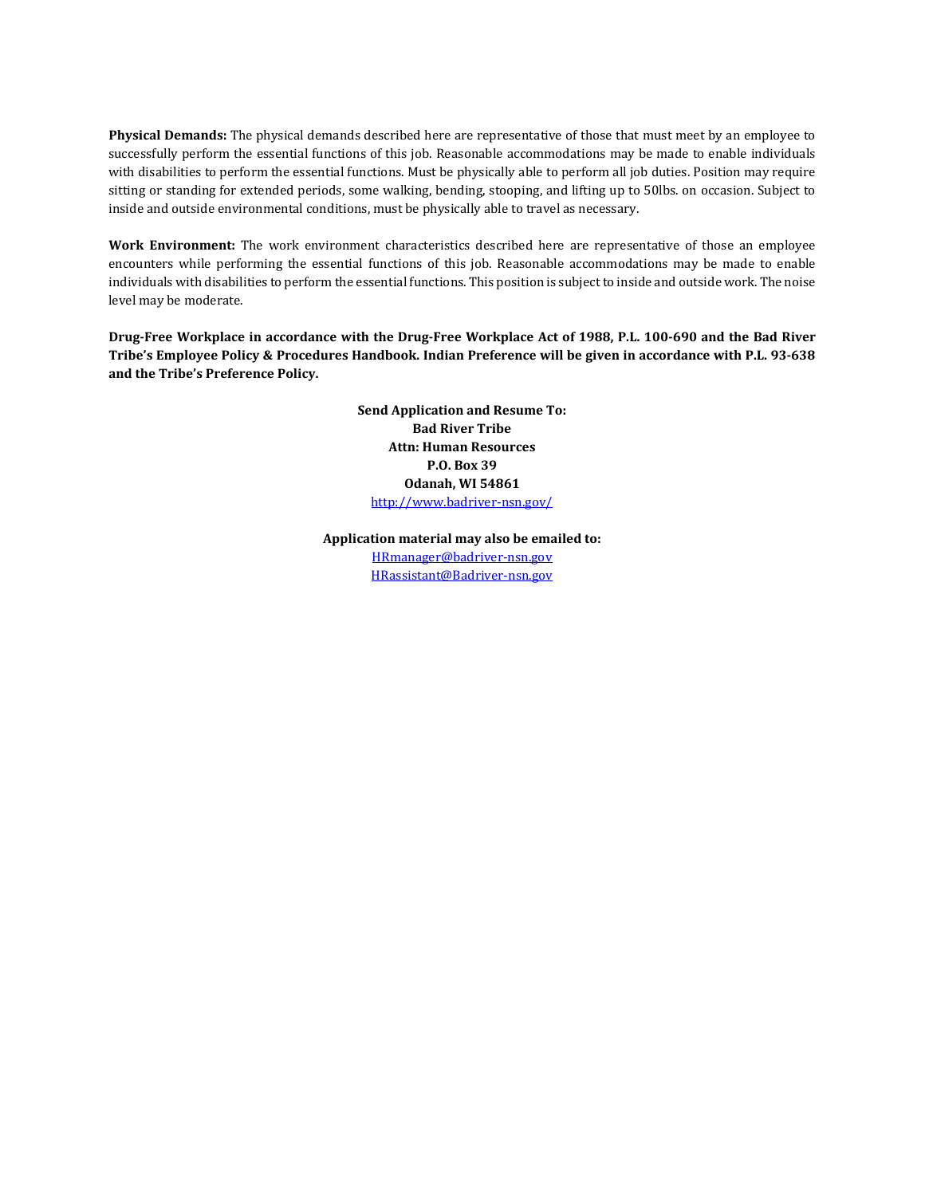**Physical Demands:** The physical demands described here are representative of those that must meet by an employee to successfully perform the essential functions of this job. Reasonable accommodations may be made to enable individuals with disabilities to perform the essential functions. Must be physically able to perform all job duties. Position may require sitting or standing for extended periods, some walking, bending, stooping, and lifting up to 50lbs. on occasion. Subject to inside and outside environmental conditions, must be physically able to travel as necessary.

**Work Environment:** The work environment characteristics described here are representative of those an employee encounters while performing the essential functions of this job. Reasonable accommodations may be made to enable individuals with disabilities to perform the essential functions. This position is subject to inside and outside work. The noise level may be moderate.

**Drug-Free Workplace in accordance with the Drug-Free Workplace Act of 1988, P.L. 100-690 and the Bad River Tribe's Employee Policy & Procedures Handbook. Indian Preference will be given in accordance with P.L. 93-638 and the Tribe's Preference Policy.**

**Send Application and Resume To:**
**Bad River Tribe**
**Attn: Human Resources**
**P.O. Box 39**
**Odanah, WI 54861**
[http://www.badriver-nsn.gov/](http://www.badriver-nsn.gov/)

**Application material may also be emailed to:**
[HRmanager@badriver-nsn.gov](mailto:HRmanager@badriver-nsn.gov)
[HRassistant@Badriver-nsn.gov](mailto:HRassistant@Badriver-nsn.gov)